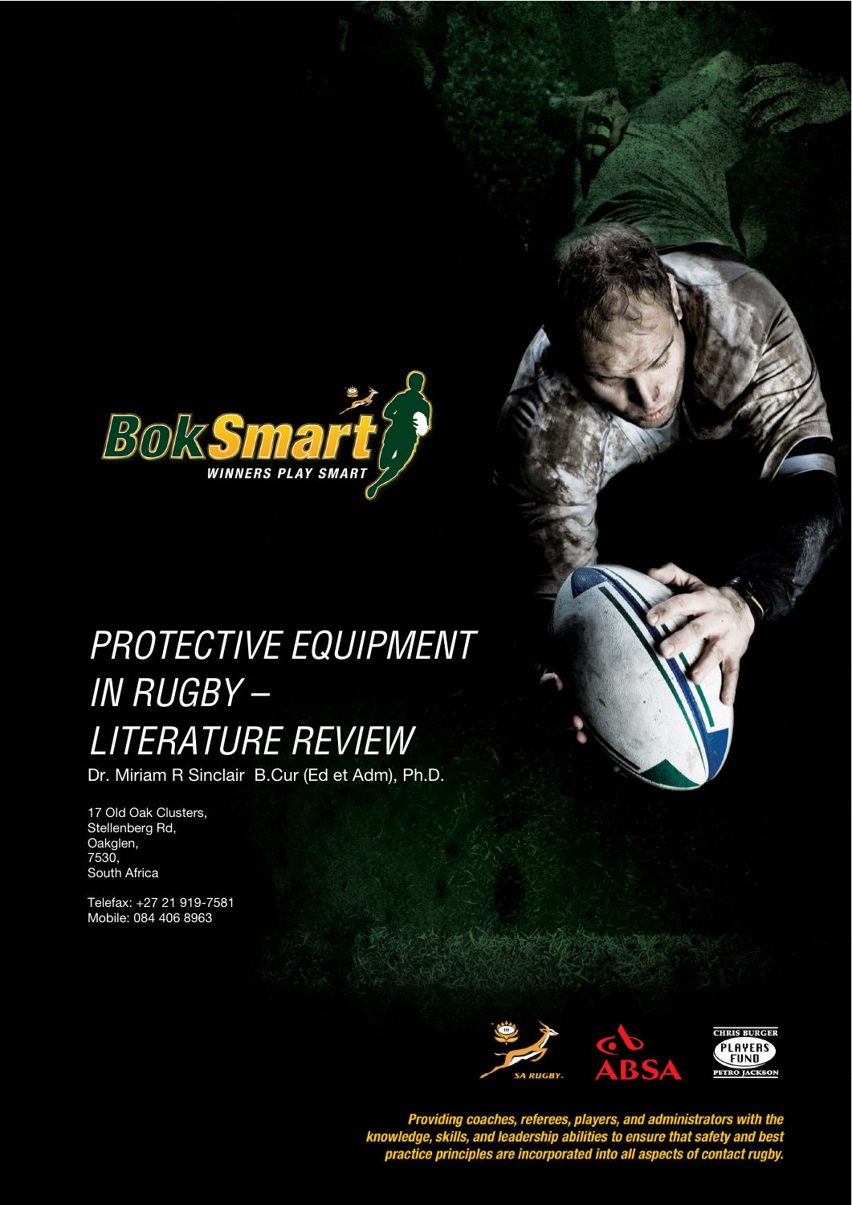BokSmart

WINNERS PLAY SMART

# PROTECTIVE EQUIPMENT IN RUGBY – LITERATURE REVIEW

Dr. Miriam R Sinclair B.Cur (Ed et Adm), Ph.D.

17 Old Oak Clusters,
Stellenberg Rd,
Oakglen,
7530,
South Africa

Telefax: +27 21 919-7581
Mobile: 084 406 8963

SA RUGBY. ABSA CHRIS BURGER PLAYERS FUND PETRO JACKSON

***Providing coaches, referees, players, and administrators with the knowledge, skills, and leadership abilities to ensure that safety and best practice principles are incorporated into all aspects of contact rugby.***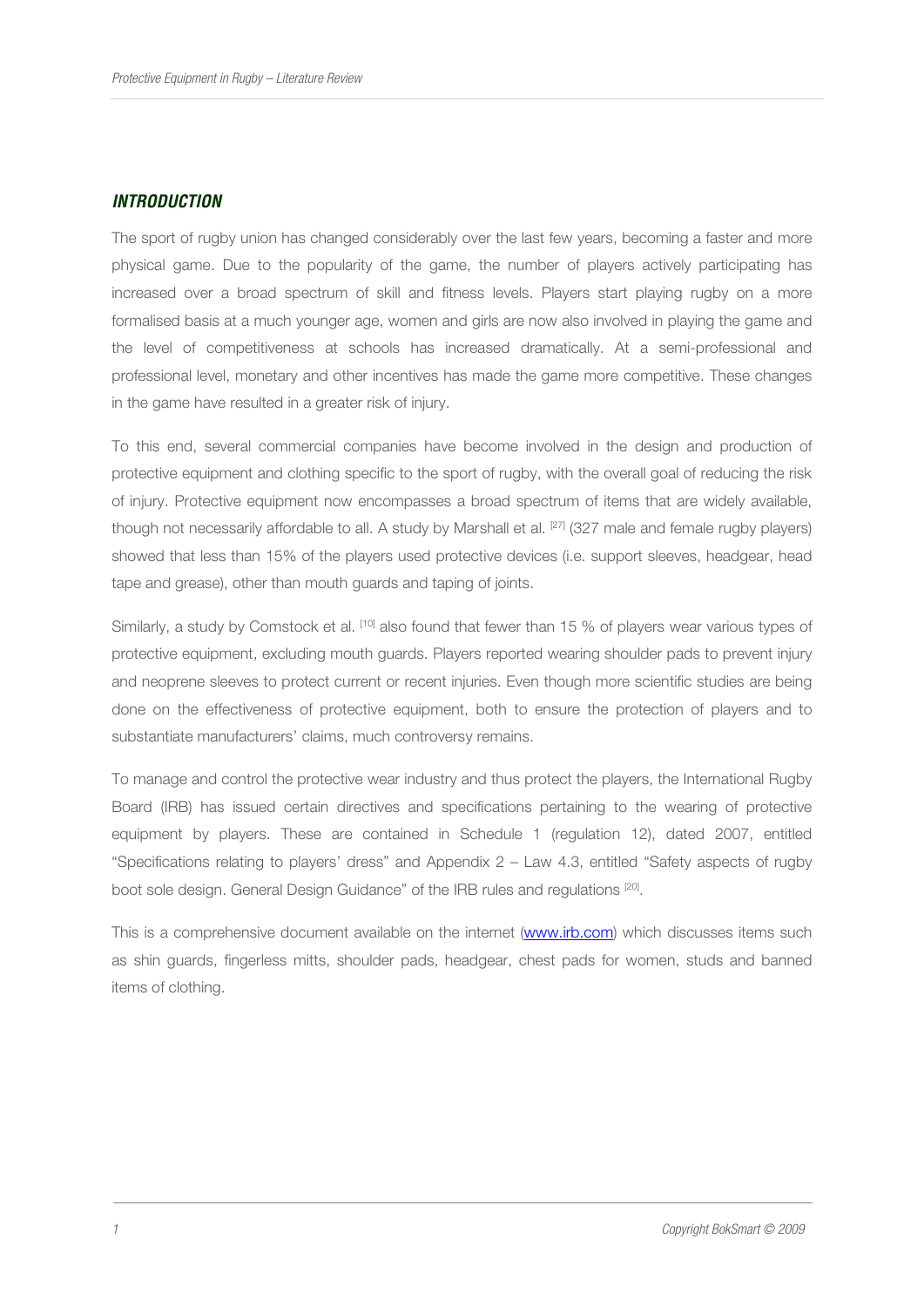## *INTRODUCTION*

The sport of rugby union has changed considerably over the last few years, becoming a faster and more physical game. Due to the popularity of the game, the number of players actively participating has increased over a broad spectrum of skill and fitness levels. Players start playing rugby on a more formalised basis at a much younger age, women and girls are now also involved in playing the game and the level of competitiveness at schools has increased dramatically. At a semi-professional and professional level, monetary and other incentives has made the game more competitive. These changes in the game have resulted in a greater risk of injury.

To this end, several commercial companies have become involved in the design and production of protective equipment and clothing specific to the sport of rugby, with the overall goal of reducing the risk of injury. Protective equipment now encompasses a broad spectrum of items that are widely available, though not necessarily affordable to all. A study by Marshall et al. [27] (327 male and female rugby players) showed that less than 15% of the players used protective devices (i.e. support sleeves, headgear, head tape and grease), other than mouth guards and taping of joints.

Similarly, a study by Comstock et al. [10] also found that fewer than 15 % of players wear various types of protective equipment, excluding mouth guards. Players reported wearing shoulder pads to prevent injury and neoprene sleeves to protect current or recent injuries. Even though more scientific studies are being done on the effectiveness of protective equipment, both to ensure the protection of players and to substantiate manufacturers' claims, much controversy remains.

To manage and control the protective wear industry and thus protect the players, the International Rugby Board (IRB) has issued certain directives and specifications pertaining to the wearing of protective equipment by players. These are contained in Schedule 1 (regulation 12), dated 2007, entitled "Specifications relating to players' dress" and Appendix 2 – Law 4.3, entitled "Safety aspects of rugby boot sole design. General Design Guidance" of the IRB rules and regulations [20].

This is a comprehensive document available on the internet ([www.irb.com](http://www.irb.com)) which discusses items such as shin guards, fingerless mitts, shoulder pads, headgear, chest pads for women, studs and banned items of clothing.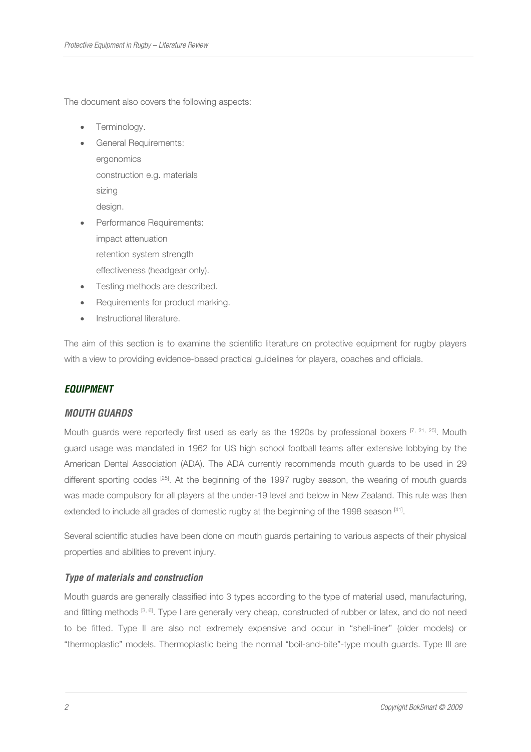The document also covers the following aspects:

- Terminology.
- General Requirements:
  ergonomics
  construction e.g. materials
  sizing
  design.
- Performance Requirements:
  impact attenuation
  retention system strength
  effectiveness (headgear only).
- Testing methods are described.
- Requirements for product marking.
- Instructional literature.

The aim of this section is to examine the scientific literature on protective equipment for rugby players with a view to providing evidence-based practical guidelines for players, coaches and officials.

## *EQUIPMENT*

### *MOUTH GUARDS*

Mouth guards were reportedly first used as early as the 1920s by professional boxers [7, 21, 25]. Mouth guard usage was mandated in 1962 for US high school football teams after extensive lobbying by the American Dental Association (ADA). The ADA currently recommends mouth guards to be used in 29 different sporting codes [25]. At the beginning of the 1997 rugby season, the wearing of mouth guards was made compulsory for all players at the under-19 level and below in New Zealand. This rule was then extended to include all grades of domestic rugby at the beginning of the 1998 season [41].

Several scientific studies have been done on mouth guards pertaining to various aspects of their physical properties and abilities to prevent injury.

#### *Type of materials and construction*

Mouth guards are generally classified into 3 types according to the type of material used, manufacturing, and fitting methods [3, 6]. Type I are generally very cheap, constructed of rubber or latex, and do not need to be fitted. Type II are also not extremely expensive and occur in "shell-liner" (older models) or "thermoplastic" models. Thermoplastic being the normal "boil-and-bite"-type mouth guards. Type III are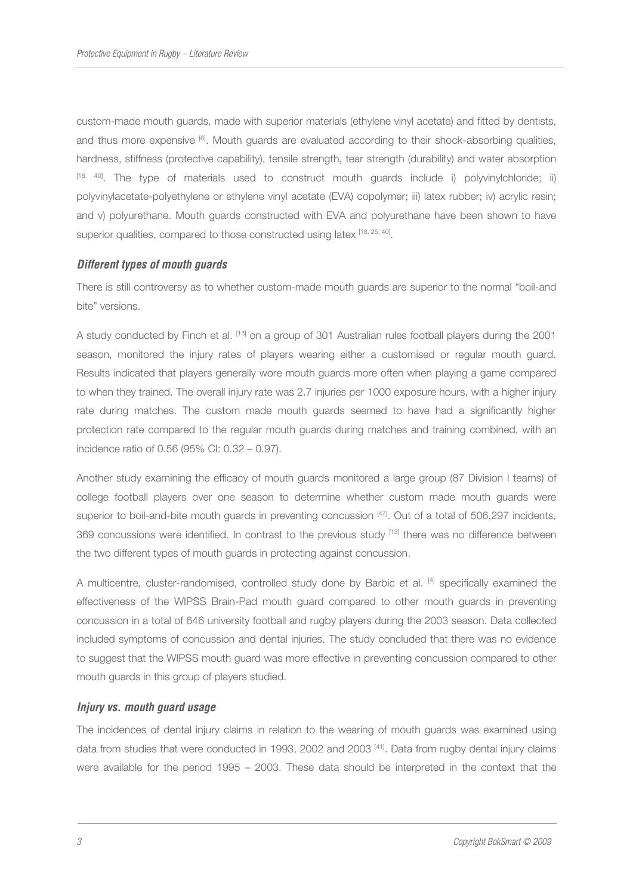custom-made mouth guards, made with superior materials (ethylene vinyl acetate) and fitted by dentists, and thus more expensive [6]. Mouth guards are evaluated according to their shock-absorbing qualities, hardness, stiffness (protective capability), tensile strength, tear strength (durability) and water absorption [18, 40]. The type of materials used to construct mouth guards include i) polyvinylchloride; ii) polyvinylacetate-polyethylene or ethylene vinyl acetate (EVA) copolymer; iii) latex rubber; iv) acrylic resin; and v) polyurethane. Mouth guards constructed with EVA and polyurethane have been shown to have superior qualities, compared to those constructed using latex [18, 25, 40].

### *Different types of mouth guards*

There is still controversy as to whether custom-made mouth guards are superior to the normal "boil-and bite" versions.

A study conducted by Finch et al. [13] on a group of 301 Australian rules football players during the 2001 season, monitored the injury rates of players wearing either a customised or regular mouth guard. Results indicated that players generally wore mouth guards more often when playing a game compared to when they trained. The overall injury rate was 2.7 injuries per 1000 exposure hours, with a higher injury rate during matches. The custom made mouth guards seemed to have had a significantly higher protection rate compared to the regular mouth guards during matches and training combined, with an incidence ratio of 0.56 (95% CI: 0.32 – 0.97).

Another study examining the efficacy of mouth guards monitored a large group (87 Division I teams) of college football players over one season to determine whether custom made mouth guards were superior to boil-and-bite mouth guards in preventing concussion [47]. Out of a total of 506,297 incidents, 369 concussions were identified. In contrast to the previous study [13] there was no difference between the two different types of mouth guards in protecting against concussion.

A multicentre, cluster-randomised, controlled study done by Barbic et al. [4] specifically examined the effectiveness of the WIPSS Brain-Pad mouth guard compared to other mouth guards in preventing concussion in a total of 646 university football and rugby players during the 2003 season. Data collected included symptoms of concussion and dental injuries. The study concluded that there was no evidence to suggest that the WIPSS mouth guard was more effective in preventing concussion compared to other mouth guards in this group of players studied.

### *Injury vs. mouth guard usage*

The incidences of dental injury claims in relation to the wearing of mouth guards was examined using data from studies that were conducted in 1993, 2002 and 2003 [41]. Data from rugby dental injury claims were available for the period 1995 – 2003. These data should be interpreted in the context that the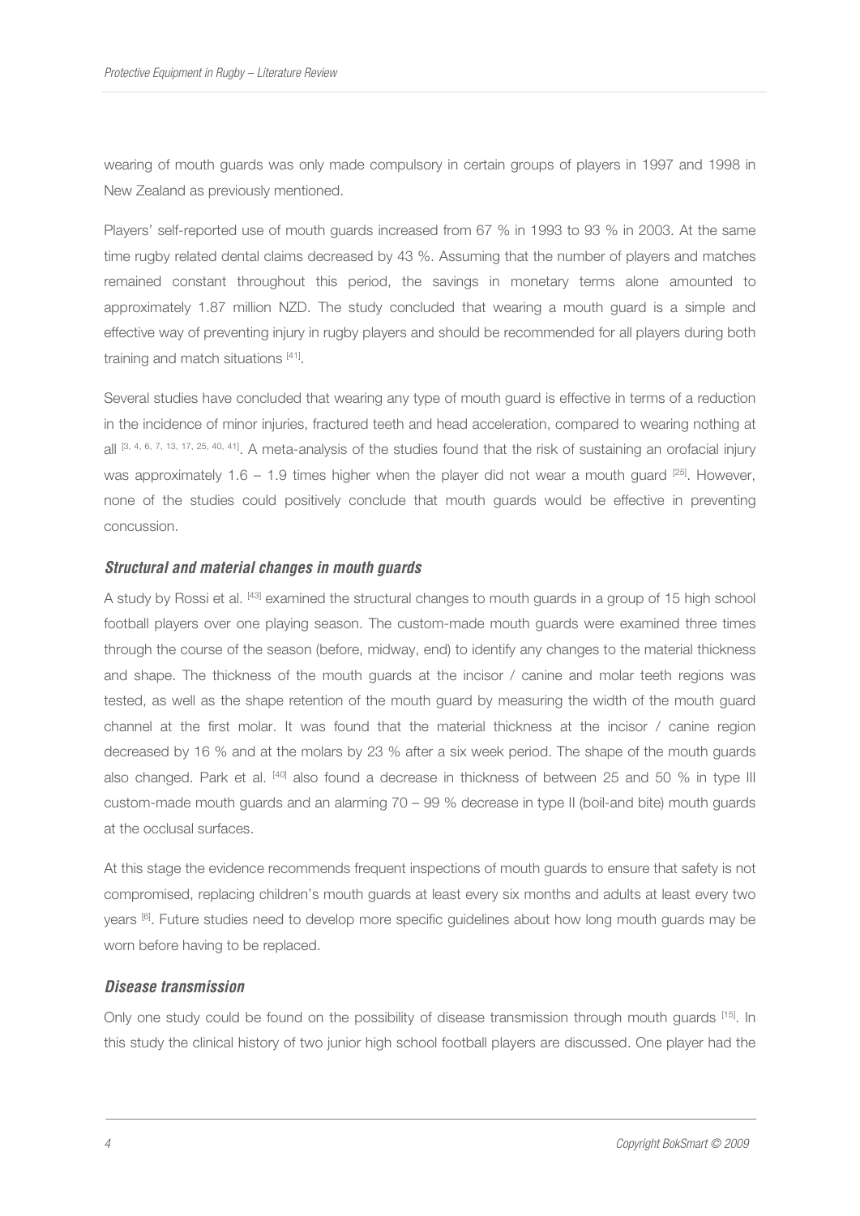wearing of mouth guards was only made compulsory in certain groups of players in 1997 and 1998 in New Zealand as previously mentioned.

Players' self-reported use of mouth guards increased from 67 % in 1993 to 93 % in 2003. At the same time rugby related dental claims decreased by 43 %. Assuming that the number of players and matches remained constant throughout this period, the savings in monetary terms alone amounted to approximately 1.87 million NZD. The study concluded that wearing a mouth guard is a simple and effective way of preventing injury in rugby players and should be recommended for all players during both training and match situations [41].

Several studies have concluded that wearing any type of mouth guard is effective in terms of a reduction in the incidence of minor injuries, fractured teeth and head acceleration, compared to wearing nothing at all [3, 4, 6, 7, 13, 17, 25, 40, 41]. A meta-analysis of the studies found that the risk of sustaining an orofacial injury was approximately 1.6 – 1.9 times higher when the player did not wear a mouth guard [25]. However, none of the studies could positively conclude that mouth guards would be effective in preventing concussion.

### *Structural and material changes in mouth guards*

A study by Rossi et al. [43] examined the structural changes to mouth guards in a group of 15 high school football players over one playing season. The custom-made mouth guards were examined three times through the course of the season (before, midway, end) to identify any changes to the material thickness and shape. The thickness of the mouth guards at the incisor / canine and molar teeth regions was tested, as well as the shape retention of the mouth guard by measuring the width of the mouth guard channel at the first molar. It was found that the material thickness at the incisor / canine region decreased by 16 % and at the molars by 23 % after a six week period. The shape of the mouth guards also changed. Park et al. [40] also found a decrease in thickness of between 25 and 50 % in type III custom-made mouth guards and an alarming 70 – 99 % decrease in type II (boil-and bite) mouth guards at the occlusal surfaces.

At this stage the evidence recommends frequent inspections of mouth guards to ensure that safety is not compromised, replacing children's mouth guards at least every six months and adults at least every two years [6]. Future studies need to develop more specific guidelines about how long mouth guards may be worn before having to be replaced.

### *Disease transmission*

Only one study could be found on the possibility of disease transmission through mouth guards [15]. In this study the clinical history of two junior high school football players are discussed. One player had the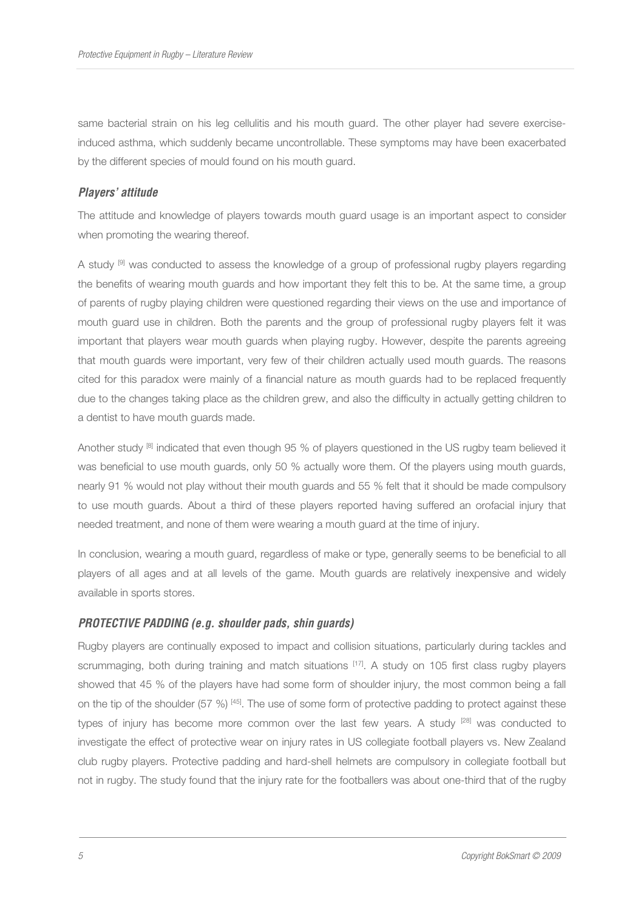same bacterial strain on his leg cellulitis and his mouth guard. The other player had severe exercise-induced asthma, which suddenly became uncontrollable. These symptoms may have been exacerbated by the different species of mould found on his mouth guard.

### *Players' attitude*

The attitude and knowledge of players towards mouth guard usage is an important aspect to consider when promoting the wearing thereof.

A study [9] was conducted to assess the knowledge of a group of professional rugby players regarding the benefits of wearing mouth guards and how important they felt this to be. At the same time, a group of parents of rugby playing children were questioned regarding their views on the use and importance of mouth guard use in children. Both the parents and the group of professional rugby players felt it was important that players wear mouth guards when playing rugby. However, despite the parents agreeing that mouth guards were important, very few of their children actually used mouth guards. The reasons cited for this paradox were mainly of a financial nature as mouth guards had to be replaced frequently due to the changes taking place as the children grew, and also the difficulty in actually getting children to a dentist to have mouth guards made.

Another study [8] indicated that even though 95 % of players questioned in the US rugby team believed it was beneficial to use mouth guards, only 50 % actually wore them. Of the players using mouth guards, nearly 91 % would not play without their mouth guards and 55 % felt that it should be made compulsory to use mouth guards. About a third of these players reported having suffered an orofacial injury that needed treatment, and none of them were wearing a mouth guard at the time of injury.

In conclusion, wearing a mouth guard, regardless of make or type, generally seems to be beneficial to all players of all ages and at all levels of the game. Mouth guards are relatively inexpensive and widely available in sports stores.

### *PROTECTIVE PADDING (e.g. shoulder pads, shin guards)*

Rugby players are continually exposed to impact and collision situations, particularly during tackles and scrummaging, both during training and match situations [17]. A study on 105 first class rugby players showed that 45 % of the players have had some form of shoulder injury, the most common being a fall on the tip of the shoulder (57 %) [45]. The use of some form of protective padding to protect against these types of injury has become more common over the last few years. A study [28] was conducted to investigate the effect of protective wear on injury rates in US collegiate football players vs. New Zealand club rugby players. Protective padding and hard-shell helmets are compulsory in collegiate football but not in rugby. The study found that the injury rate for the footballers was about one-third that of the rugby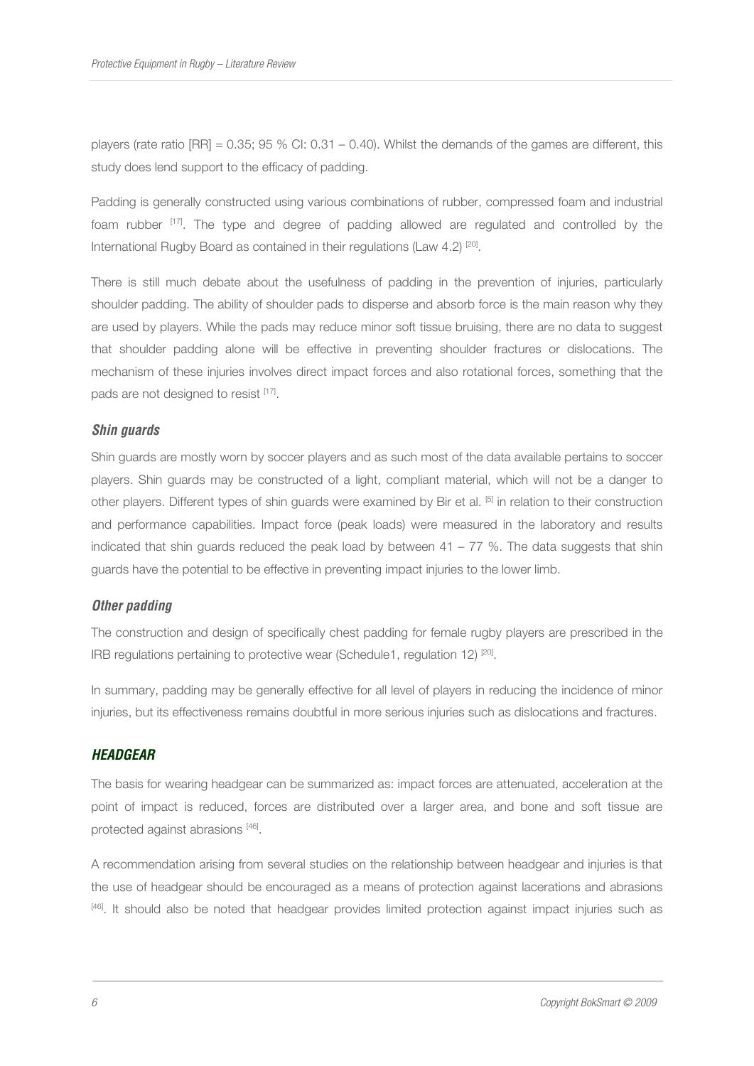players (rate ratio [RR] = 0.35; 95 % CI: 0.31 – 0.40). Whilst the demands of the games are different, this study does lend support to the efficacy of padding.

Padding is generally constructed using various combinations of rubber, compressed foam and industrial foam rubber [17]. The type and degree of padding allowed are regulated and controlled by the International Rugby Board as contained in their regulations (Law 4.2) [20].

There is still much debate about the usefulness of padding in the prevention of injuries, particularly shoulder padding. The ability of shoulder pads to disperse and absorb force is the main reason why they are used by players. While the pads may reduce minor soft tissue bruising, there are no data to suggest that shoulder padding alone will be effective in preventing shoulder fractures or dislocations. The mechanism of these injuries involves direct impact forces and also rotational forces, something that the pads are not designed to resist [17].

### *Shin guards*

Shin guards are mostly worn by soccer players and as such most of the data available pertains to soccer players. Shin guards may be constructed of a light, compliant material, which will not be a danger to other players. Different types of shin guards were examined by Bir et al. [5] in relation to their construction and performance capabilities. Impact force (peak loads) were measured in the laboratory and results indicated that shin guards reduced the peak load by between 41 – 77 %. The data suggests that shin guards have the potential to be effective in preventing impact injuries to the lower limb.

### *Other padding*

The construction and design of specifically chest padding for female rugby players are prescribed in the IRB regulations pertaining to protective wear (Schedule1, regulation 12) [20].

In summary, padding may be generally effective for all level of players in reducing the incidence of minor injuries, but its effectiveness remains doubtful in more serious injuries such as dislocations and fractures.

## *HEADGEAR*

The basis for wearing headgear can be summarized as: impact forces are attenuated, acceleration at the point of impact is reduced, forces are distributed over a larger area, and bone and soft tissue are protected against abrasions [46].

A recommendation arising from several studies on the relationship between headgear and injuries is that the use of headgear should be encouraged as a means of protection against lacerations and abrasions [46]. It should also be noted that headgear provides limited protection against impact injuries such as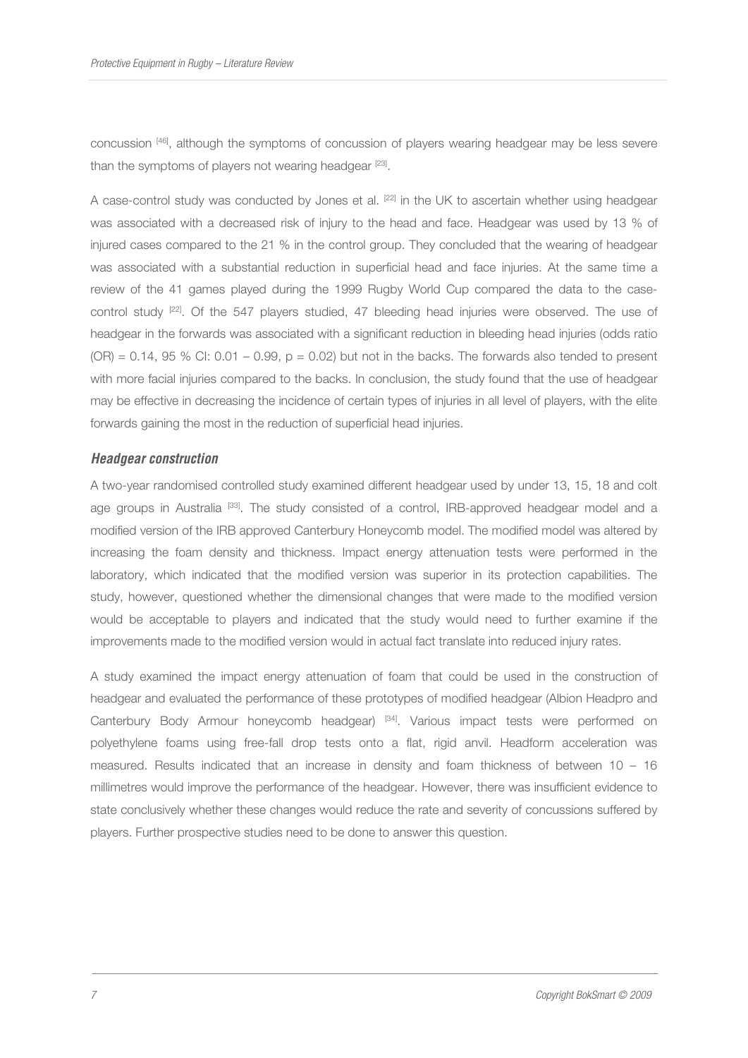concussion [46], although the symptoms of concussion of players wearing headgear may be less severe than the symptoms of players not wearing headgear [23].

A case-control study was conducted by Jones et al. [22] in the UK to ascertain whether using headgear was associated with a decreased risk of injury to the head and face. Headgear was used by 13 % of injured cases compared to the 21 % in the control group. They concluded that the wearing of headgear was associated with a substantial reduction in superficial head and face injuries. At the same time a review of the 41 games played during the 1999 Rugby World Cup compared the data to the case-control study [22]. Of the 547 players studied, 47 bleeding head injuries were observed. The use of headgear in the forwards was associated with a significant reduction in bleeding head injuries (odds ratio (OR) = 0.14, 95 % CI: 0.01 – 0.99, $p = 0.02$) but not in the backs. The forwards also tended to present with more facial injuries compared to the backs. In conclusion, the study found that the use of headgear may be effective in decreasing the incidence of certain types of injuries in all level of players, with the elite forwards gaining the most in the reduction of superficial head injuries.

### *Headgear construction*

A two-year randomised controlled study examined different headgear used by under 13, 15, 18 and colt age groups in Australia [33]. The study consisted of a control, IRB-approved headgear model and a modified version of the IRB approved Canterbury Honeycomb model. The modified model was altered by increasing the foam density and thickness. Impact energy attenuation tests were performed in the laboratory, which indicated that the modified version was superior in its protection capabilities. The study, however, questioned whether the dimensional changes that were made to the modified version would be acceptable to players and indicated that the study would need to further examine if the improvements made to the modified version would in actual fact translate into reduced injury rates.

A study examined the impact energy attenuation of foam that could be used in the construction of headgear and evaluated the performance of these prototypes of modified headgear (Albion Headpro and Canterbury Body Armour honeycomb headgear) [34]. Various impact tests were performed on polyethylene foams using free-fall drop tests onto a flat, rigid anvil. Headform acceleration was measured. Results indicated that an increase in density and foam thickness of between 10 – 16 millimetres would improve the performance of the headgear. However, there was insufficient evidence to state conclusively whether these changes would reduce the rate and severity of concussions suffered by players. Further prospective studies need to be done to answer this question.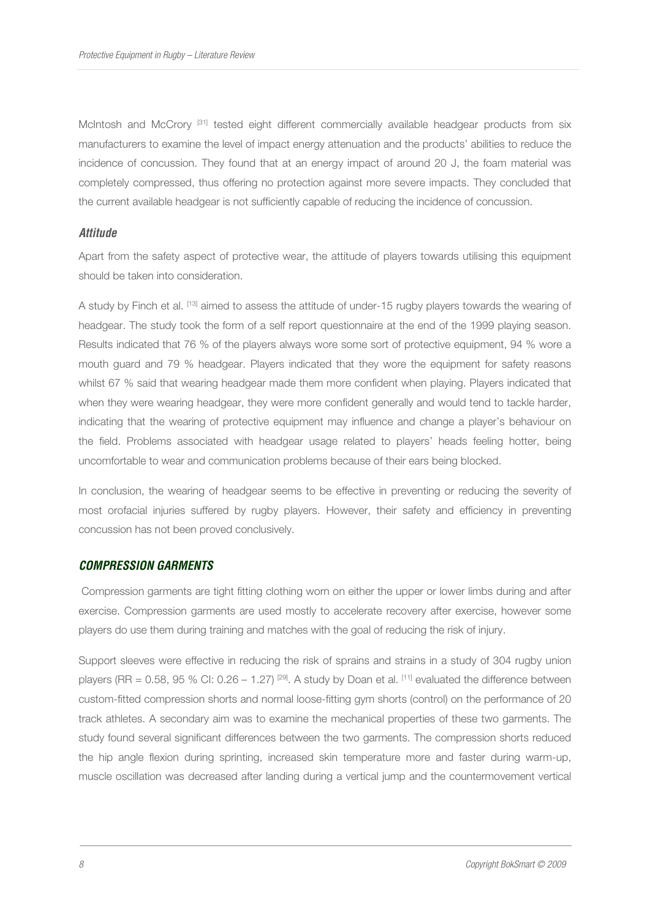McIntosh and McCrory [31] tested eight different commercially available headgear products from six manufacturers to examine the level of impact energy attenuation and the products' abilities to reduce the incidence of concussion. They found that at an energy impact of around 20 J, the foam material was completely compressed, thus offering no protection against more severe impacts. They concluded that the current available headgear is not sufficiently capable of reducing the incidence of concussion.

### *Attitude*

Apart from the safety aspect of protective wear, the attitude of players towards utilising this equipment should be taken into consideration.

A study by Finch et al. [13] aimed to assess the attitude of under-15 rugby players towards the wearing of headgear. The study took the form of a self report questionnaire at the end of the 1999 playing season. Results indicated that 76 % of the players always wore some sort of protective equipment, 94 % wore a mouth guard and 79 % headgear. Players indicated that they wore the equipment for safety reasons whilst 67 % said that wearing headgear made them more confident when playing. Players indicated that when they were wearing headgear, they were more confident generally and would tend to tackle harder, indicating that the wearing of protective equipment may influence and change a player's behaviour on the field. Problems associated with headgear usage related to players' heads feeling hotter, being uncomfortable to wear and communication problems because of their ears being blocked.

In conclusion, the wearing of headgear seems to be effective in preventing or reducing the severity of most orofacial injuries suffered by rugby players. However, their safety and efficiency in preventing concussion has not been proved conclusively.

## *COMPRESSION GARMENTS*

Compression garments are tight fitting clothing worn on either the upper or lower limbs during and after exercise. Compression garments are used mostly to accelerate recovery after exercise, however some players do use them during training and matches with the goal of reducing the risk of injury.

Support sleeves were effective in reducing the risk of sprains and strains in a study of 304 rugby union players (RR = 0.58, 95 % CI: 0.26 – 1.27) [29]. A study by Doan et al. [11] evaluated the difference between custom-fitted compression shorts and normal loose-fitting gym shorts (control) on the performance of 20 track athletes. A secondary aim was to examine the mechanical properties of these two garments. The study found several significant differences between the two garments. The compression shorts reduced the hip angle flexion during sprinting, increased skin temperature more and faster during warm-up, muscle oscillation was decreased after landing during a vertical jump and the countermovement vertical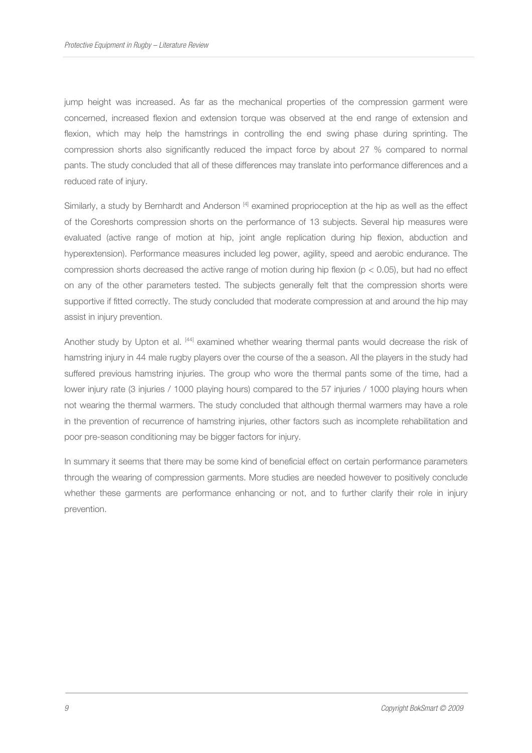jump height was increased. As far as the mechanical properties of the compression garment were concerned, increased flexion and extension torque was observed at the end range of extension and flexion, which may help the hamstrings in controlling the end swing phase during sprinting. The compression shorts also significantly reduced the impact force by about 27 % compared to normal pants. The study concluded that all of these differences may translate into performance differences and a reduced rate of injury.

Similarly, a study by Bernhardt and Anderson [4] examined proprioception at the hip as well as the effect of the Coreshorts compression shorts on the performance of 13 subjects. Several hip measures were evaluated (active range of motion at hip, joint angle replication during hip flexion, abduction and hyperextension). Performance measures included leg power, agility, speed and aerobic endurance. The compression shorts decreased the active range of motion during hip flexion ($p < 0.05$), but had no effect on any of the other parameters tested. The subjects generally felt that the compression shorts were supportive if fitted correctly. The study concluded that moderate compression at and around the hip may assist in injury prevention.

Another study by Upton et al. [44] examined whether wearing thermal pants would decrease the risk of hamstring injury in 44 male rugby players over the course of the a season. All the players in the study had suffered previous hamstring injuries. The group who wore the thermal pants some of the time, had a lower injury rate (3 injuries / 1000 playing hours) compared to the 57 injuries / 1000 playing hours when not wearing the thermal warmers. The study concluded that although thermal warmers may have a role in the prevention of recurrence of hamstring injuries, other factors such as incomplete rehabilitation and poor pre-season conditioning may be bigger factors for injury.

In summary it seems that there may be some kind of beneficial effect on certain performance parameters through the wearing of compression garments. More studies are needed however to positively conclude whether these garments are performance enhancing or not, and to further clarify their role in injury prevention.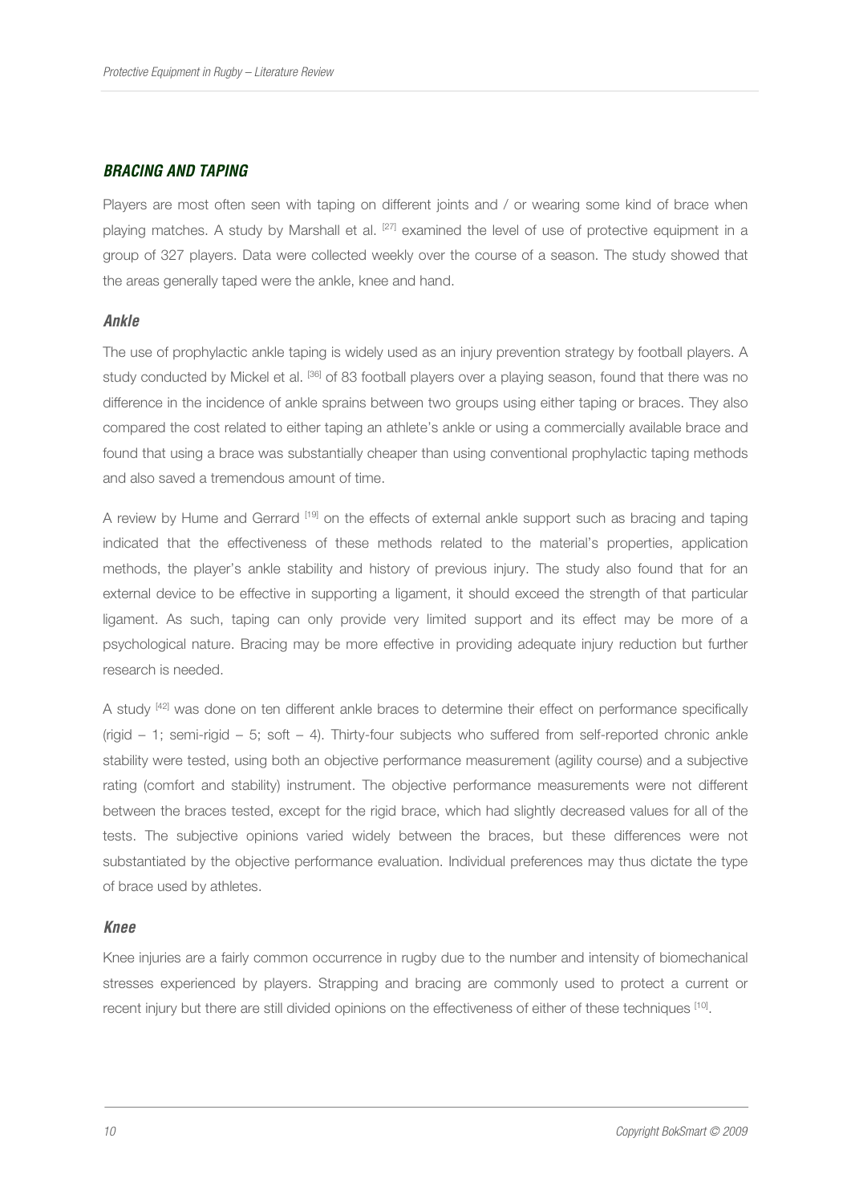### BRACING AND TAPING

Players are most often seen with taping on different joints and / or wearing some kind of brace when playing matches. A study by Marshall et al. [27] examined the level of use of protective equipment in a group of 327 players. Data were collected weekly over the course of a season. The study showed that the areas generally taped were the ankle, knee and hand.

#### Ankle

The use of prophylactic ankle taping is widely used as an injury prevention strategy by football players. A study conducted by Mickel et al. [36] of 83 football players over a playing season, found that there was no difference in the incidence of ankle sprains between two groups using either taping or braces. They also compared the cost related to either taping an athlete's ankle or using a commercially available brace and found that using a brace was substantially cheaper than using conventional prophylactic taping methods and also saved a tremendous amount of time.

A review by Hume and Gerrard [19] on the effects of external ankle support such as bracing and taping indicated that the effectiveness of these methods related to the material's properties, application methods, the player's ankle stability and history of previous injury. The study also found that for an external device to be effective in supporting a ligament, it should exceed the strength of that particular ligament. As such, taping can only provide very limited support and its effect may be more of a psychological nature. Bracing may be more effective in providing adequate injury reduction but further research is needed.

A study [42] was done on ten different ankle braces to determine their effect on performance specifically (rigid – 1; semi-rigid – 5; soft – 4). Thirty-four subjects who suffered from self-reported chronic ankle stability were tested, using both an objective performance measurement (agility course) and a subjective rating (comfort and stability) instrument. The objective performance measurements were not different between the braces tested, except for the rigid brace, which had slightly decreased values for all of the tests. The subjective opinions varied widely between the braces, but these differences were not substantiated by the objective performance evaluation. Individual preferences may thus dictate the type of brace used by athletes.

#### Knee

Knee injuries are a fairly common occurrence in rugby due to the number and intensity of biomechanical stresses experienced by players. Strapping and bracing are commonly used to protect a current or recent injury but there are still divided opinions on the effectiveness of either of these techniques [10].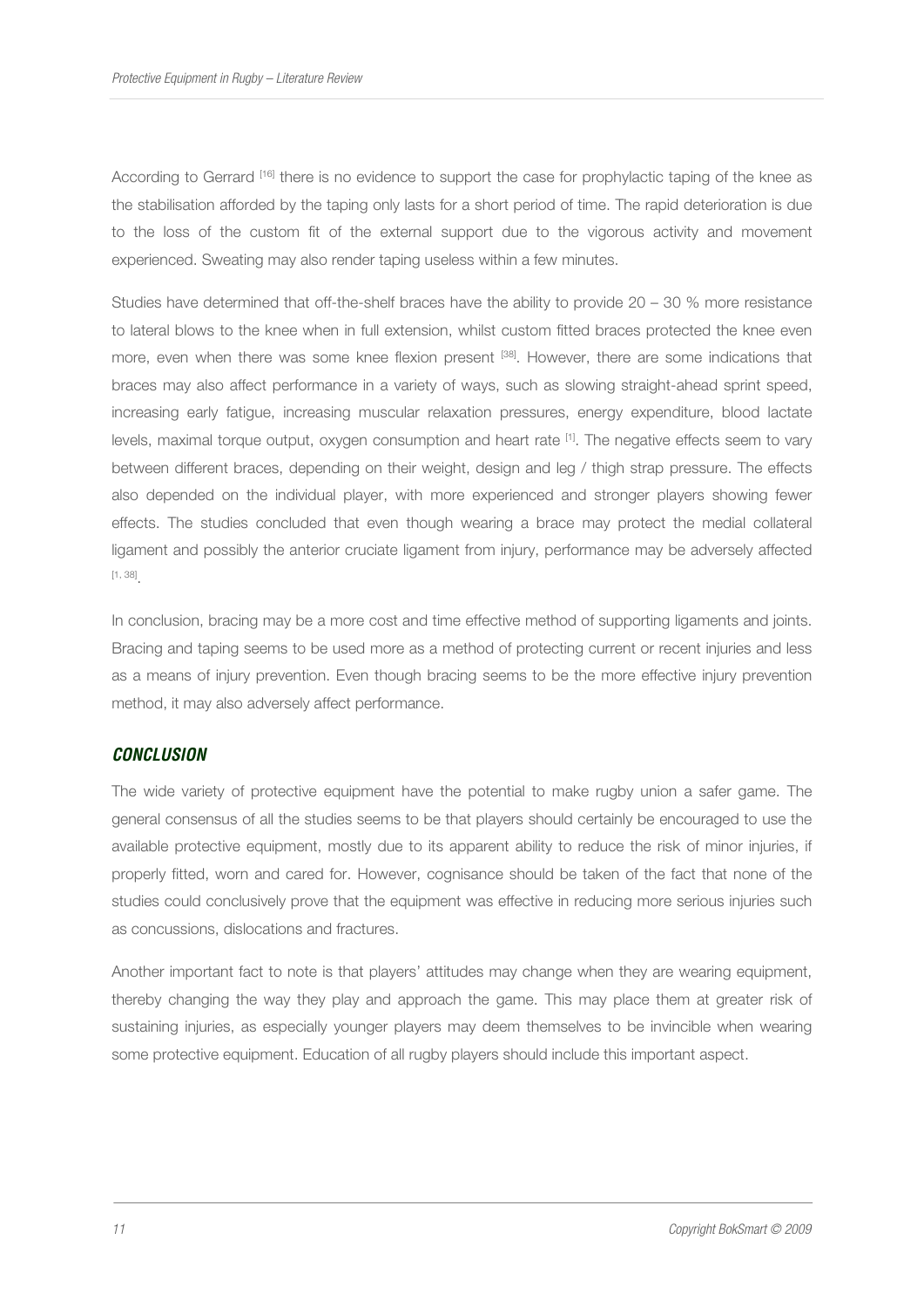According to Gerrard [16] there is no evidence to support the case for prophylactic taping of the knee as the stabilisation afforded by the taping only lasts for a short period of time. The rapid deterioration is due to the loss of the custom fit of the external support due to the vigorous activity and movement experienced. Sweating may also render taping useless within a few minutes.

Studies have determined that off-the-shelf braces have the ability to provide 20 – 30 % more resistance to lateral blows to the knee when in full extension, whilst custom fitted braces protected the knee even more, even when there was some knee flexion present [38]. However, there are some indications that braces may also affect performance in a variety of ways, such as slowing straight-ahead sprint speed, increasing early fatigue, increasing muscular relaxation pressures, energy expenditure, blood lactate levels, maximal torque output, oxygen consumption and heart rate [1]. The negative effects seem to vary between different braces, depending on their weight, design and leg / thigh strap pressure. The effects also depended on the individual player, with more experienced and stronger players showing fewer effects. The studies concluded that even though wearing a brace may protect the medial collateral ligament and possibly the anterior cruciate ligament from injury, performance may be adversely affected [1, 38].

In conclusion, bracing may be a more cost and time effective method of supporting ligaments and joints. Bracing and taping seems to be used more as a method of protecting current or recent injuries and less as a means of injury prevention. Even though bracing seems to be the more effective injury prevention method, it may also adversely affect performance.

## *CONCLUSION*

The wide variety of protective equipment have the potential to make rugby union a safer game. The general consensus of all the studies seems to be that players should certainly be encouraged to use the available protective equipment, mostly due to its apparent ability to reduce the risk of minor injuries, if properly fitted, worn and cared for. However, cognisance should be taken of the fact that none of the studies could conclusively prove that the equipment was effective in reducing more serious injuries such as concussions, dislocations and fractures.

Another important fact to note is that players' attitudes may change when they are wearing equipment, thereby changing the way they play and approach the game. This may place them at greater risk of sustaining injuries, as especially younger players may deem themselves to be invincible when wearing some protective equipment. Education of all rugby players should include this important aspect.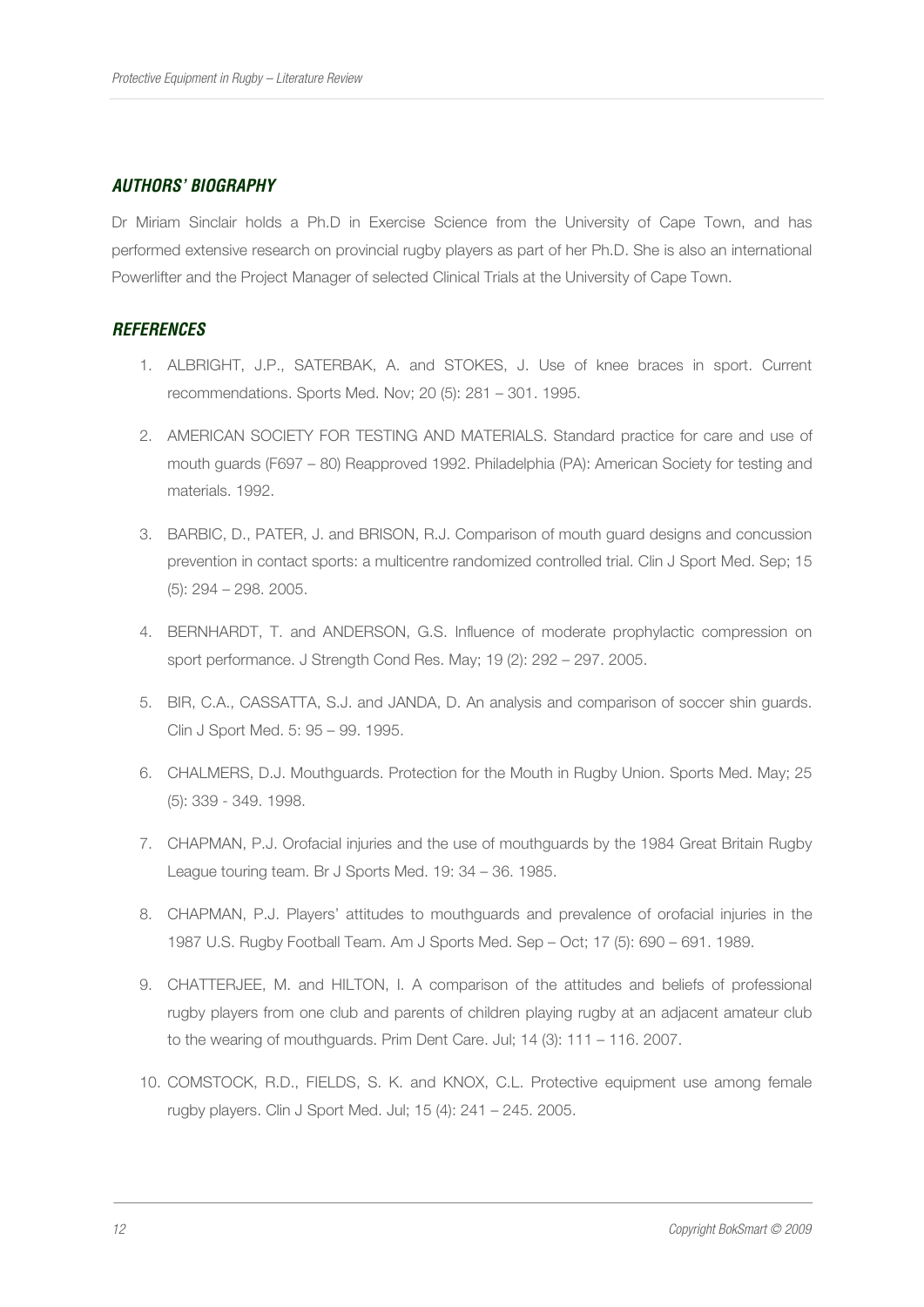## *AUTHORS' BIOGRAPHY*

Dr Miriam Sinclair holds a Ph.D in Exercise Science from the University of Cape Town, and has performed extensive research on provincial rugby players as part of her Ph.D. She is also an international Powerlifter and the Project Manager of selected Clinical Trials at the University of Cape Town.

## *REFERENCES*

1. ALBRIGHT, J.P., SATERBAK, A. and STOKES, J. Use of knee braces in sport. Current recommendations. Sports Med. Nov; 20 (5): 281 – 301. 1995.
2. AMERICAN SOCIETY FOR TESTING AND MATERIALS. Standard practice for care and use of mouth guards (F697 – 80) Reapproved 1992. Philadelphia (PA): American Society for testing and materials. 1992.
3. BARBIC, D., PATER, J. and BRISON, R.J. Comparison of mouth guard designs and concussion prevention in contact sports: a multicentre randomized controlled trial. Clin J Sport Med. Sep; 15 (5): 294 – 298. 2005.
4. BERNHARDT, T. and ANDERSON, G.S. Influence of moderate prophylactic compression on sport performance. J Strength Cond Res. May; 19 (2): 292 – 297. 2005.
5. BIR, C.A., CASSATTA, S.J. and JANDA, D. An analysis and comparison of soccer shin guards. Clin J Sport Med. 5: 95 – 99. 1995.
6. CHALMERS, D.J. Mouthguards. Protection for the Mouth in Rugby Union. Sports Med. May; 25 (5): 339 - 349. 1998.
7. CHAPMAN, P.J. Orofacial injuries and the use of mouthguards by the 1984 Great Britain Rugby League touring team. Br J Sports Med. 19: 34 – 36. 1985.
8. CHAPMAN, P.J. Players' attitudes to mouthguards and prevalence of orofacial injuries in the 1987 U.S. Rugby Football Team. Am J Sports Med. Sep – Oct; 17 (5): 690 – 691. 1989.
9. CHATTERJEE, M. and HILTON, I. A comparison of the attitudes and beliefs of professional rugby players from one club and parents of children playing rugby at an adjacent amateur club to the wearing of mouthguards. Prim Dent Care. Jul; 14 (3): 111 – 116. 2007.
10. COMSTOCK, R.D., FIELDS, S. K. and KNOX, C.L. Protective equipment use among female rugby players. Clin J Sport Med. Jul; 15 (4): 241 – 245. 2005.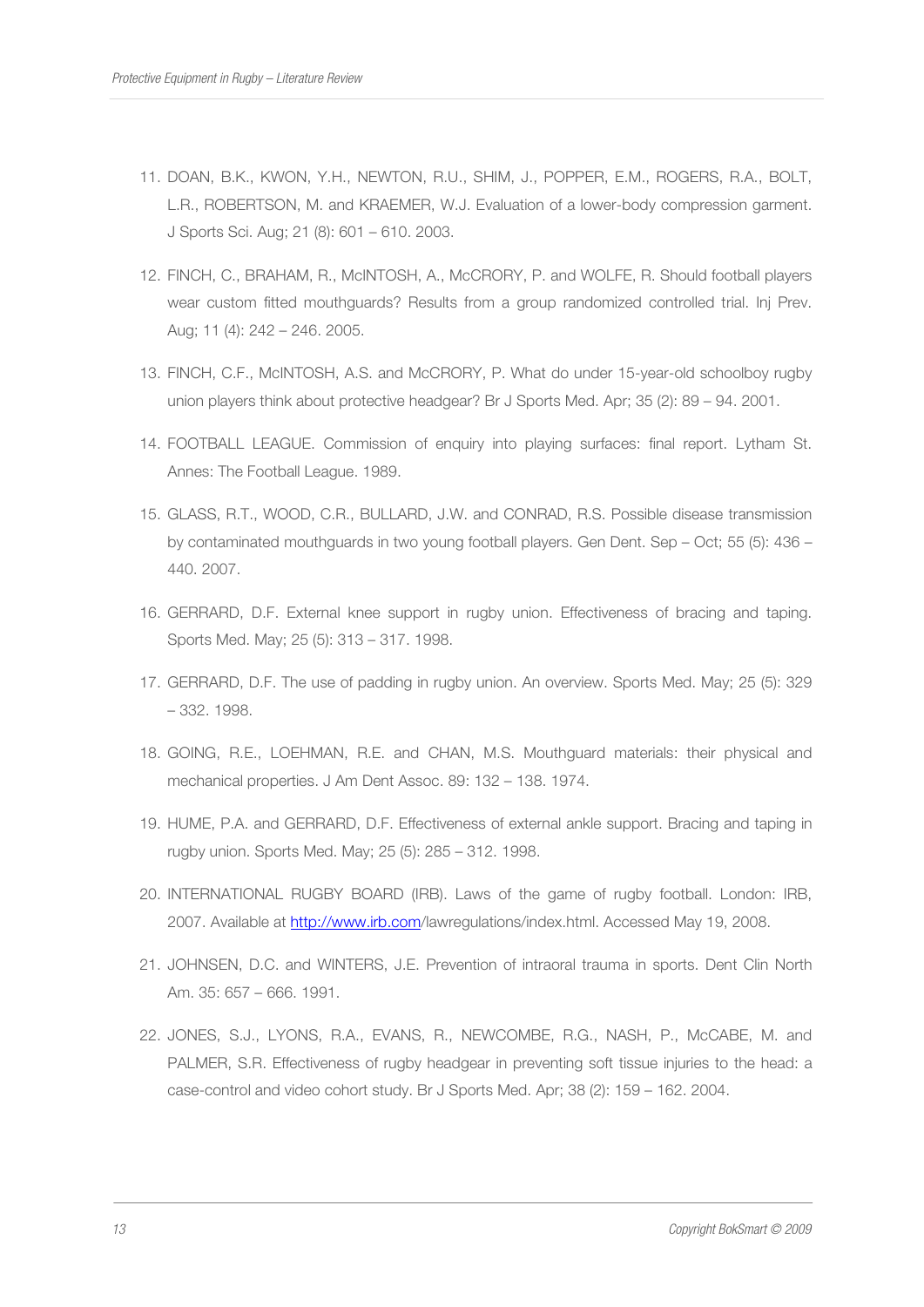11. DOAN, B.K., KWON, Y.H., NEWTON, R.U., SHIM, J., POPPER, E.M., ROGERS, R.A., BOLT, L.R., ROBERTSON, M. and KRAEMER, W.J. Evaluation of a lower-body compression garment. J Sports Sci. Aug; 21 (8): 601 – 610. 2003.

12. FINCH, C., BRAHAM, R., McINTOSH, A., McCRORY, P. and WOLFE, R. Should football players wear custom fitted mouthguards? Results from a group randomized controlled trial. Inj Prev. Aug; 11 (4): 242 – 246. 2005.

13. FINCH, C.F., McINTOSH, A.S. and McCRORY, P. What do under 15-year-old schoolboy rugby union players think about protective headgear? Br J Sports Med. Apr; 35 (2): 89 – 94. 2001.

14. FOOTBALL LEAGUE. Commission of enquiry into playing surfaces: final report. Lytham St. Annes: The Football League. 1989.

15. GLASS, R.T., WOOD, C.R., BULLARD, J.W. and CONRAD, R.S. Possible disease transmission by contaminated mouthguards in two young football players. Gen Dent. Sep – Oct; 55 (5): 436 – 440. 2007.

16. GERRARD, D.F. External knee support in rugby union. Effectiveness of bracing and taping. Sports Med. May; 25 (5): 313 – 317. 1998.

17. GERRARD, D.F. The use of padding in rugby union. An overview. Sports Med. May; 25 (5): 329 – 332. 1998.

18. GOING, R.E., LOEHMAN, R.E. and CHAN, M.S. Mouthguard materials: their physical and mechanical properties. J Am Dent Assoc. 89: 132 – 138. 1974.

19. HUME, P.A. and GERRARD, D.F. Effectiveness of external ankle support. Bracing and taping in rugby union. Sports Med. May; 25 (5): 285 – 312. 1998.

20. INTERNATIONAL RUGBY BOARD (IRB). Laws of the game of rugby football. London: IRB, 2007. Available at http://www.irb.com/lawregulations/index.html. Accessed May 19, 2008.

21. JOHNSEN, D.C. and WINTERS, J.E. Prevention of intraoral trauma in sports. Dent Clin North Am. 35: 657 – 666. 1991.

22. JONES, S.J., LYONS, R.A., EVANS, R., NEWCOMBE, R.G., NASH, P., McCABE, M. and PALMER, S.R. Effectiveness of rugby headgear in preventing soft tissue injuries to the head: a case-control and video cohort study. Br J Sports Med. Apr; 38 (2): 159 – 162. 2004.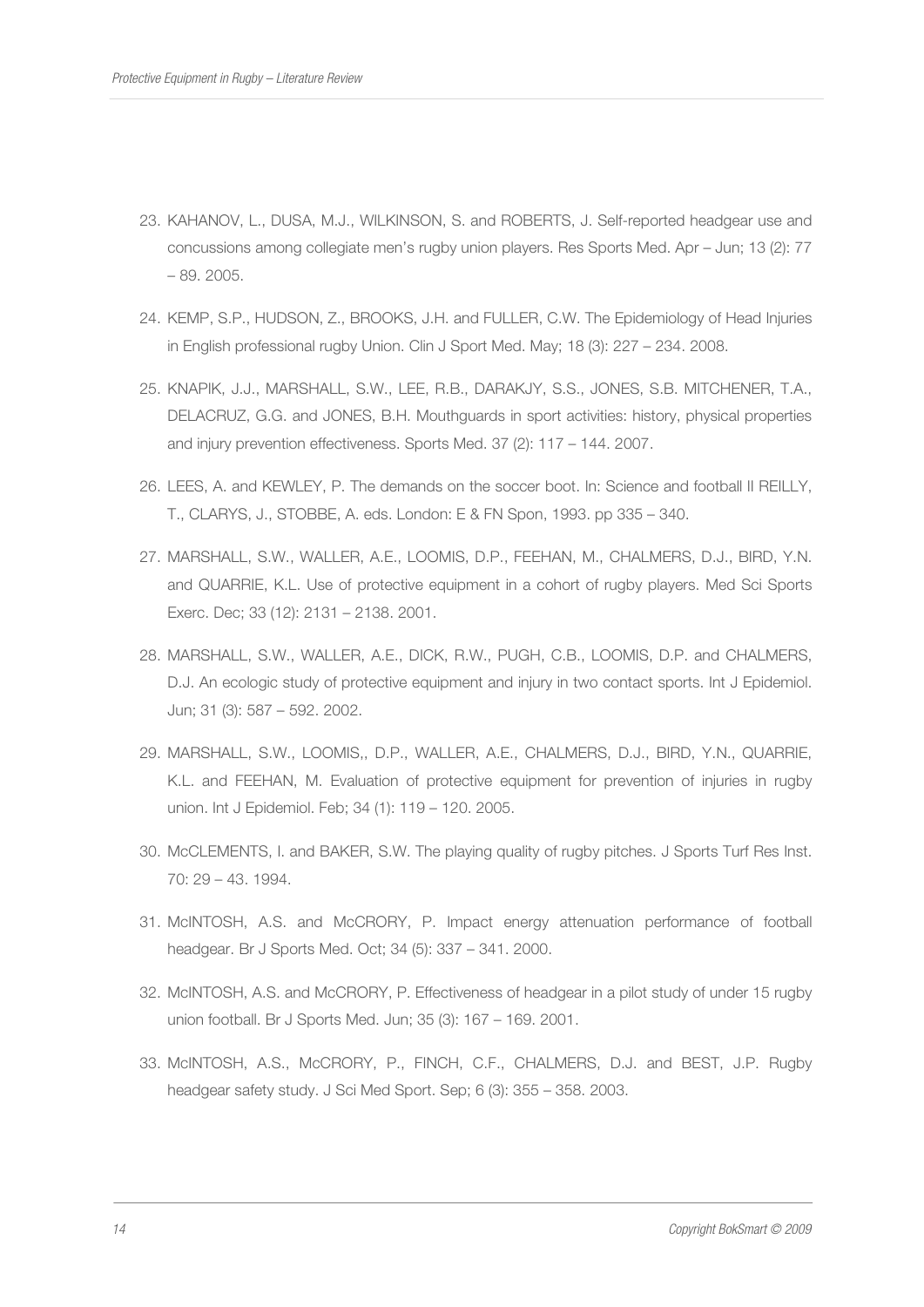23. KAHANOV, L., DUSA, M.J., WILKINSON, S. and ROBERTS, J. Self-reported headgear use and concussions among collegiate men's rugby union players. Res Sports Med. Apr – Jun; 13 (2): 77 – 89. 2005.

24. KEMP, S.P., HUDSON, Z., BROOKS, J.H. and FULLER, C.W. The Epidemiology of Head Injuries in English professional rugby Union. Clin J Sport Med. May; 18 (3): 227 – 234. 2008.

25. KNAPIK, J.J., MARSHALL, S.W., LEE, R.B., DARAKJY, S.S., JONES, S.B. MITCHENER, T.A., DELACRUZ, G.G. and JONES, B.H. Mouthguards in sport activities: history, physical properties and injury prevention effectiveness. Sports Med. 37 (2): 117 – 144. 2007.

26. LEES, A. and KEWLEY, P. The demands on the soccer boot. In: Science and football II REILLY, T., CLARYS, J., STOBBE, A. eds. London: E & FN Spon, 1993. pp 335 – 340.

27. MARSHALL, S.W., WALLER, A.E., LOOMIS, D.P., FEEHAN, M., CHALMERS, D.J., BIRD, Y.N. and QUARRIE, K.L. Use of protective equipment in a cohort of rugby players. Med Sci Sports Exerc. Dec; 33 (12): 2131 – 2138. 2001.

28. MARSHALL, S.W., WALLER, A.E., DICK, R.W., PUGH, C.B., LOOMIS, D.P. and CHALMERS, D.J. An ecologic study of protective equipment and injury in two contact sports. Int J Epidemiol. Jun; 31 (3): 587 – 592. 2002.

29. MARSHALL, S.W., LOOMIS,, D.P., WALLER, A.E., CHALMERS, D.J., BIRD, Y.N., QUARRIE, K.L. and FEEHAN, M. Evaluation of protective equipment for prevention of injuries in rugby union. Int J Epidemiol. Feb; 34 (1): 119 – 120. 2005.

30. McCLEMENTS, I. and BAKER, S.W. The playing quality of rugby pitches. J Sports Turf Res Inst. 70: 29 – 43. 1994.

31. McINTOSH, A.S. and McCRORY, P. Impact energy attenuation performance of football headgear. Br J Sports Med. Oct; 34 (5): 337 – 341. 2000.

32. McINTOSH, A.S. and McCRORY, P. Effectiveness of headgear in a pilot study of under 15 rugby union football. Br J Sports Med. Jun; 35 (3): 167 – 169. 2001.

33. McINTOSH, A.S., McCRORY, P., FINCH, C.F., CHALMERS, D.J. and BEST, J.P. Rugby headgear safety study. J Sci Med Sport. Sep; 6 (3): 355 – 358. 2003.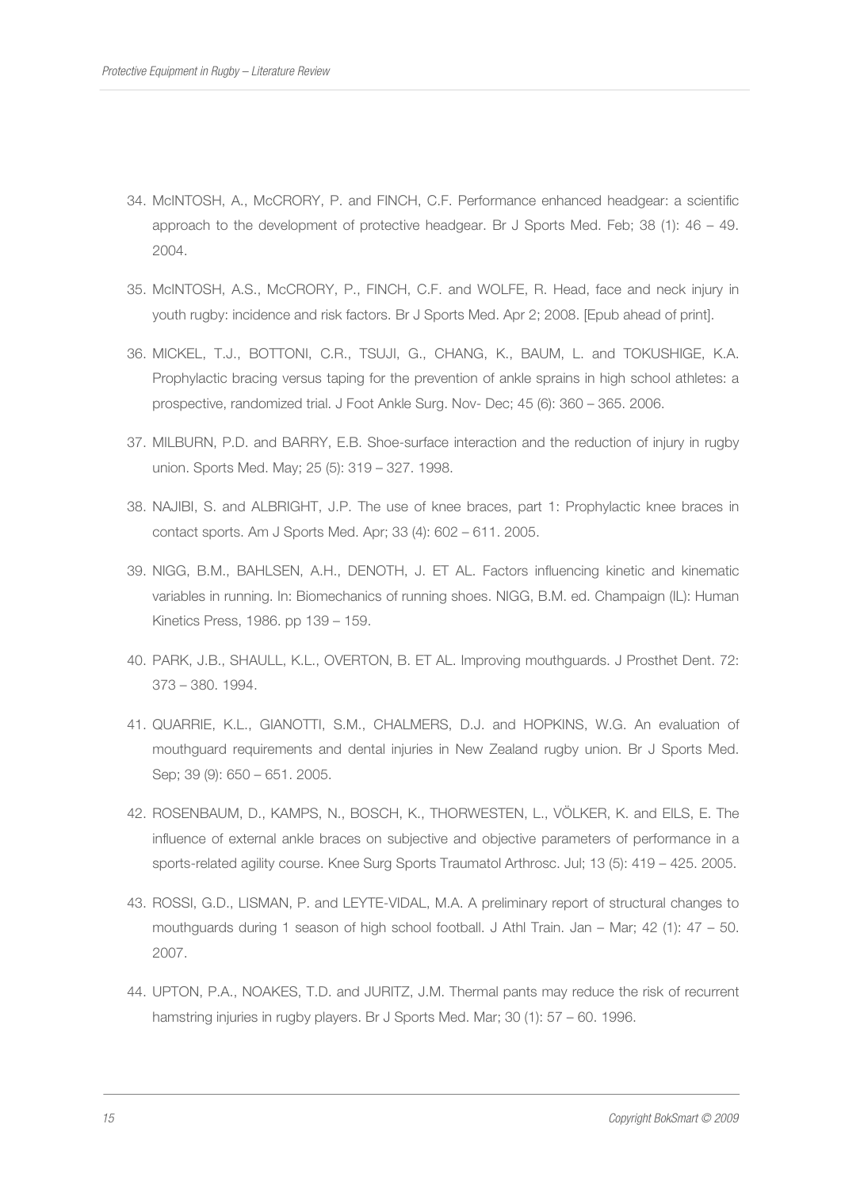34. McINTOSH, A., McCRORY, P. and FINCH, C.F. Performance enhanced headgear: a scientific approach to the development of protective headgear. Br J Sports Med. Feb; 38 (1): 46 – 49. 2004.

35. McINTOSH, A.S., McCRORY, P., FINCH, C.F. and WOLFE, R. Head, face and neck injury in youth rugby: incidence and risk factors. Br J Sports Med. Apr 2; 2008. [Epub ahead of print].

36. MICKEL, T.J., BOTTONI, C.R., TSUJI, G., CHANG, K., BAUM, L. and TOKUSHIGE, K.A. Prophylactic bracing versus taping for the prevention of ankle sprains in high school athletes: a prospective, randomized trial. J Foot Ankle Surg. Nov- Dec; 45 (6): 360 – 365. 2006.

37. MILBURN, P.D. and BARRY, E.B. Shoe-surface interaction and the reduction of injury in rugby union. Sports Med. May; 25 (5): 319 – 327. 1998.

38. NAJIBI, S. and ALBRIGHT, J.P. The use of knee braces, part 1: Prophylactic knee braces in contact sports. Am J Sports Med. Apr; 33 (4): 602 – 611. 2005.

39. NIGG, B.M., BAHLSEN, A.H., DENOTH, J. ET AL. Factors influencing kinetic and kinematic variables in running. In: Biomechanics of running shoes. NIGG, B.M. ed. Champaign (IL): Human Kinetics Press, 1986. pp 139 – 159.

40. PARK, J.B., SHAULL, K.L., OVERTON, B. ET AL. Improving mouthguards. J Prosthet Dent. 72: 373 – 380. 1994.

41. QUARRIE, K.L., GIANOTTI, S.M., CHALMERS, D.J. and HOPKINS, W.G. An evaluation of mouthguard requirements and dental injuries in New Zealand rugby union. Br J Sports Med. Sep; 39 (9): 650 – 651. 2005.

42. ROSENBAUM, D., KAMPS, N., BOSCH, K., THORWESTEN, L., VÖLKER, K. and EILS, E. The influence of external ankle braces on subjective and objective parameters of performance in a sports-related agility course. Knee Surg Sports Traumatol Arthrosc. Jul; 13 (5): 419 – 425. 2005.

43. ROSSI, G.D., LISMAN, P. and LEYTE-VIDAL, M.A. A preliminary report of structural changes to mouthguards during 1 season of high school football. J Athl Train. Jan – Mar; 42 (1): 47 – 50. 2007.

44. UPTON, P.A., NOAKES, T.D. and JURITZ, J.M. Thermal pants may reduce the risk of recurrent hamstring injuries in rugby players. Br J Sports Med. Mar; 30 (1): 57 – 60. 1996.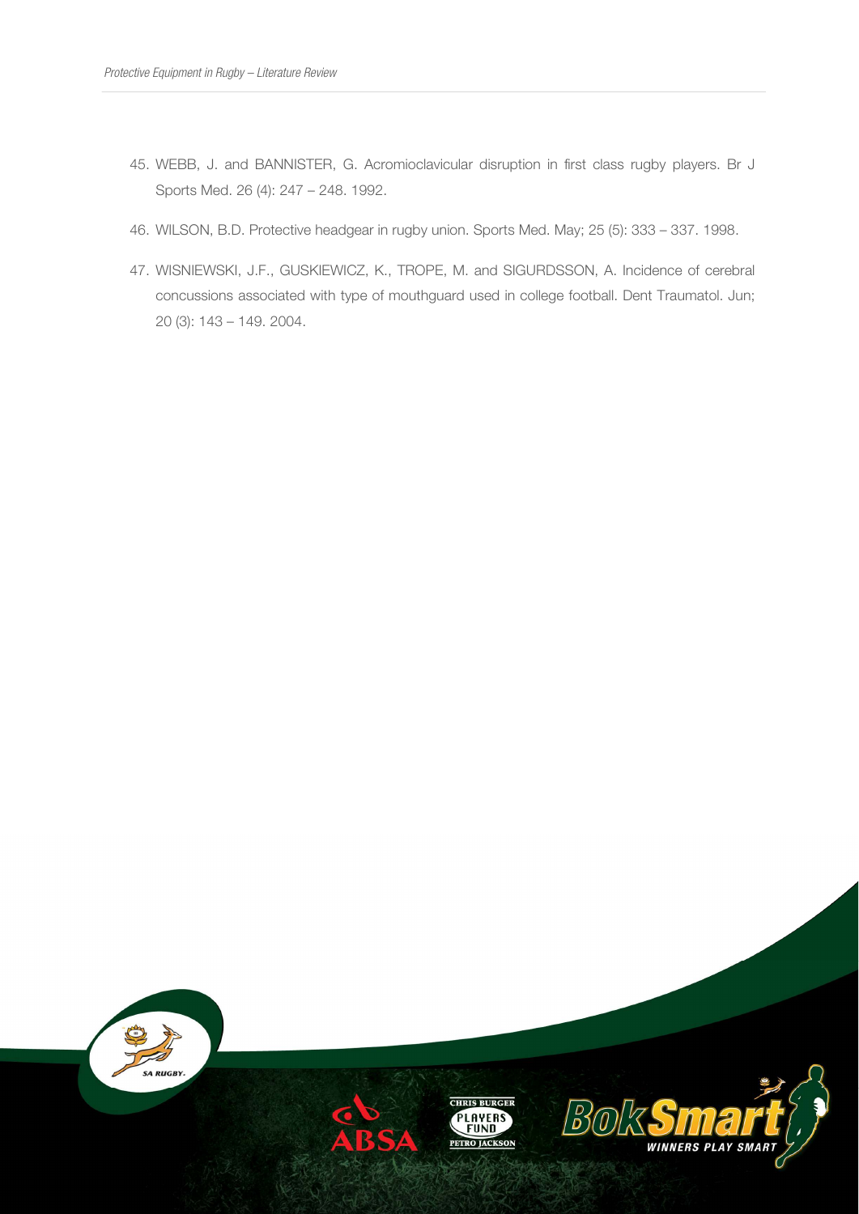45. WEBB, J. and BANNISTER, G. Acromioclavicular disruption in first class rugby players. Br J Sports Med. 26 (4): 247 – 248. 1992.
46. WILSON, B.D. Protective headgear in rugby union. Sports Med. May; 25 (5): 333 – 337. 1998.
47. WISNIEWSKI, J.F., GUSKIEWICZ, K., TROPE, M. and SIGURDSSON, A. Incidence of cerebral concussions associated with type of mouthguard used in college football. Dent Traumatol. Jun; 20 (3): 143 – 149. 2004.